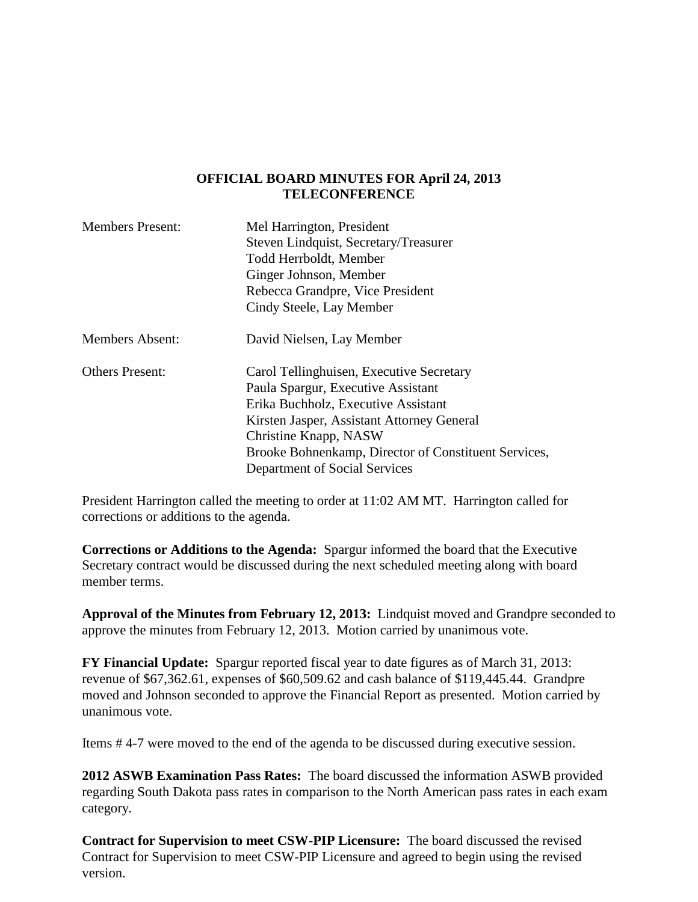# OFFICIAL BOARD MINUTES FOR April 24, 2013
# TELECONFERENCE

| | |
|---|---|
| Members Present: | Mel Harrington, President<br>Steven Lindquist, Secretary/Treasurer<br>Todd Herrboldt, Member<br>Ginger Johnson, Member<br>Rebecca Grandpre, Vice President<br>Cindy Steele, Lay Member |
| Members Absent: | David Nielsen, Lay Member |
| Others Present: | Carol Tellinghuisen, Executive Secretary<br>Paula Spargur, Executive Assistant<br>Erika Buchholz, Executive Assistant<br>Kirsten Jasper, Assistant Attorney General<br>Christine Knapp, NASW<br>Brooke Bohnenkamp, Director of Constituent Services, Department of Social Services |

President Harrington called the meeting to order at 11:02 AM MT. Harrington called for corrections or additions to the agenda.

**Corrections or Additions to the Agenda:** Spargur informed the board that the Executive Secretary contract would be discussed during the next scheduled meeting along with board member terms.

**Approval of the Minutes from February 12, 2013:** Lindquist moved and Grandpre seconded to approve the minutes from February 12, 2013. Motion carried by unanimous vote.

**FY Financial Update:** Spargur reported fiscal year to date figures as of March 31, 2013: revenue of $67,362.61, expenses of $60,509.62 and cash balance of $119,445.44. Grandpre moved and Johnson seconded to approve the Financial Report as presented. Motion carried by unanimous vote.

Items # 4-7 were moved to the end of the agenda to be discussed during executive session.

**2012 ASWB Examination Pass Rates:** The board discussed the information ASWB provided regarding South Dakota pass rates in comparison to the North American pass rates in each exam category.

**Contract for Supervision to meet CSW-PIP Licensure:** The board discussed the revised Contract for Supervision to meet CSW-PIP Licensure and agreed to begin using the revised version.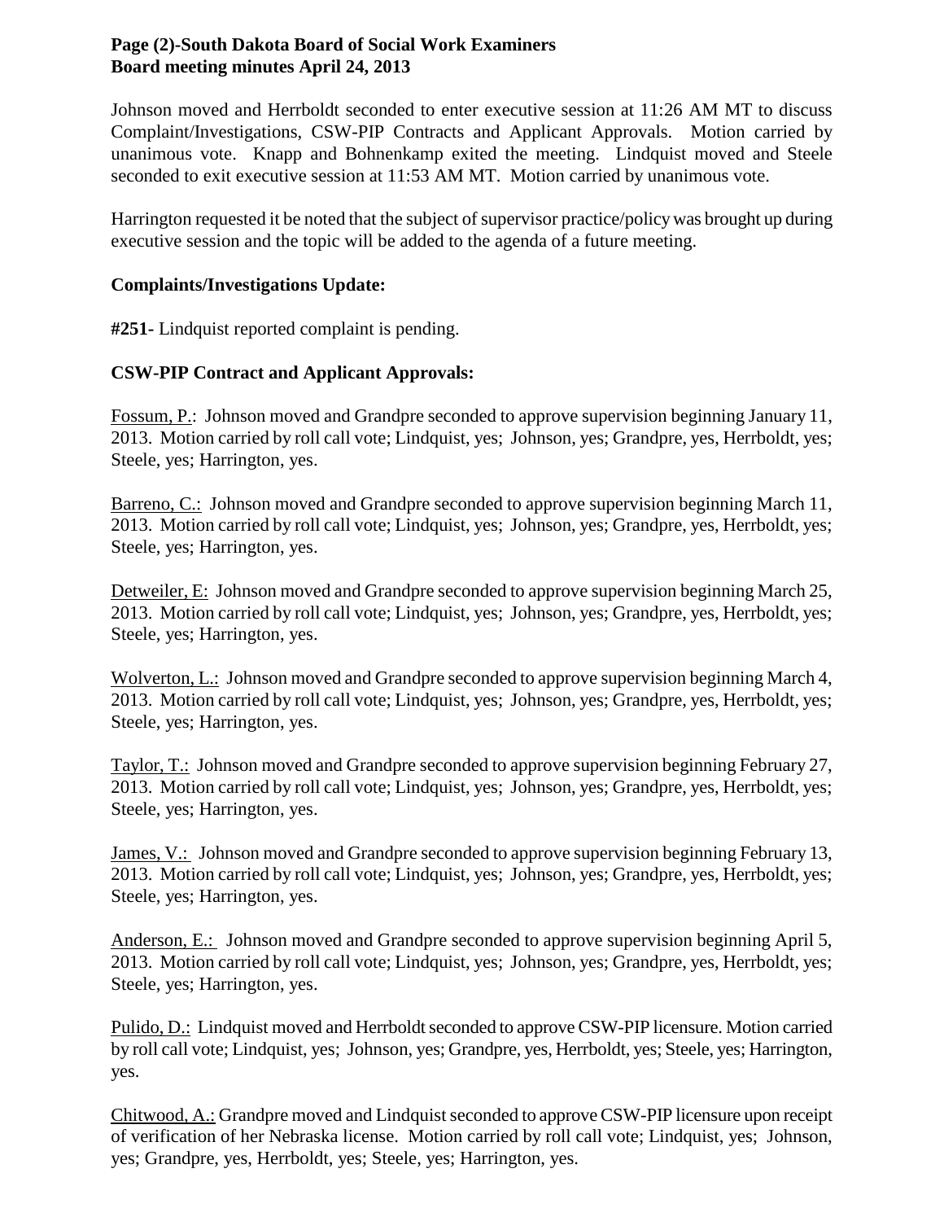Johnson moved and Herrboldt seconded to enter executive session at 11:26 AM MT to discuss Complaint/Investigations, CSW-PIP Contracts and Applicant Approvals. Motion carried by unanimous vote. Knapp and Bohnenkamp exited the meeting. Lindquist moved and Steele seconded to exit executive session at 11:53 AM MT. Motion carried by unanimous vote.

Harrington requested it be noted that the subject of supervisor practice/policy was brought up during executive session and the topic will be added to the agenda of a future meeting.

**Complaints/Investigations Update:**

**#251-** Lindquist reported complaint is pending.

**CSW-PIP Contract and Applicant Approvals:**

Fossum, P.: Johnson moved and Grandpre seconded to approve supervision beginning January 11, 2013. Motion carried by roll call vote; Lindquist, yes; Johnson, yes; Grandpre, yes, Herrboldt, yes; Steele, yes; Harrington, yes.

Barreno, C.: Johnson moved and Grandpre seconded to approve supervision beginning March 11, 2013. Motion carried by roll call vote; Lindquist, yes; Johnson, yes; Grandpre, yes, Herrboldt, yes; Steele, yes; Harrington, yes.

Detweiler, E: Johnson moved and Grandpre seconded to approve supervision beginning March 25, 2013. Motion carried by roll call vote; Lindquist, yes; Johnson, yes; Grandpre, yes, Herrboldt, yes; Steele, yes; Harrington, yes.

Wolverton, L.: Johnson moved and Grandpre seconded to approve supervision beginning March 4, 2013. Motion carried by roll call vote; Lindquist, yes; Johnson, yes; Grandpre, yes, Herrboldt, yes; Steele, yes; Harrington, yes.

Taylor, T.: Johnson moved and Grandpre seconded to approve supervision beginning February 27, 2013. Motion carried by roll call vote; Lindquist, yes; Johnson, yes; Grandpre, yes, Herrboldt, yes; Steele, yes; Harrington, yes.

James, V.: Johnson moved and Grandpre seconded to approve supervision beginning February 13, 2013. Motion carried by roll call vote; Lindquist, yes; Johnson, yes; Grandpre, yes, Herrboldt, yes; Steele, yes; Harrington, yes.

Anderson, E.: Johnson moved and Grandpre seconded to approve supervision beginning April 5, 2013. Motion carried by roll call vote; Lindquist, yes; Johnson, yes; Grandpre, yes, Herrboldt, yes; Steele, yes; Harrington, yes.

Pulido, D.: Lindquist moved and Herrboldt seconded to approve CSW-PIP licensure. Motion carried by roll call vote; Lindquist, yes; Johnson, yes; Grandpre, yes, Herrboldt, yes; Steele, yes; Harrington, yes.

Chitwood, A.: Grandpre moved and Lindquist seconded to approve CSW-PIP licensure upon receipt of verification of her Nebraska license. Motion carried by roll call vote; Lindquist, yes; Johnson, yes; Grandpre, yes, Herrboldt, yes; Steele, yes; Harrington, yes.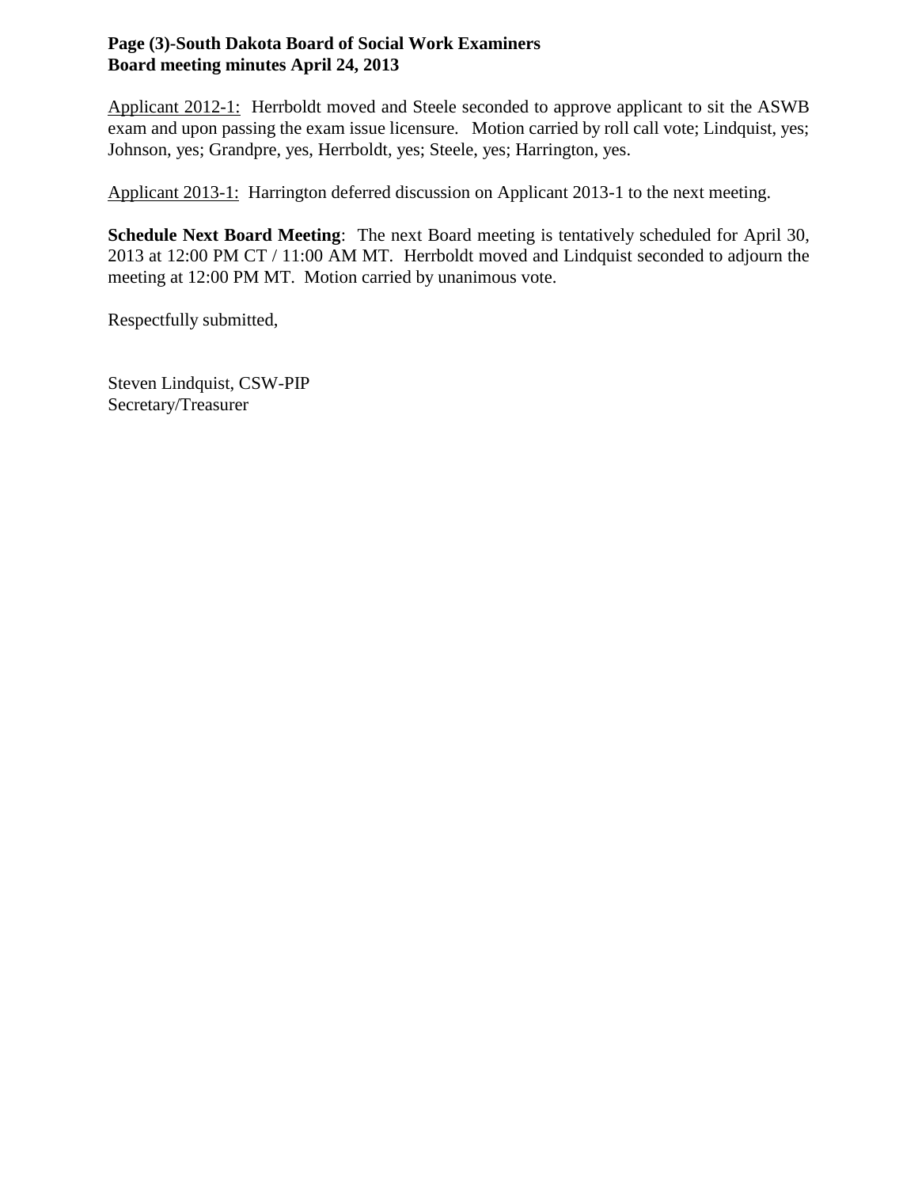Applicant 2012-1: Herrboldt moved and Steele seconded to approve applicant to sit the ASWB exam and upon passing the exam issue licensure. Motion carried by roll call vote; Lindquist, yes; Johnson, yes; Grandpre, yes, Herrboldt, yes; Steele, yes; Harrington, yes.

Applicant 2013-1: Harrington deferred discussion on Applicant 2013-1 to the next meeting.

**Schedule Next Board Meeting**: The next Board meeting is tentatively scheduled for April 30, 2013 at 12:00 PM CT / 11:00 AM MT. Herrboldt moved and Lindquist seconded to adjourn the meeting at 12:00 PM MT. Motion carried by unanimous vote.

Respectfully submitted,

Steven Lindquist, CSW-PIP
Secretary/Treasurer